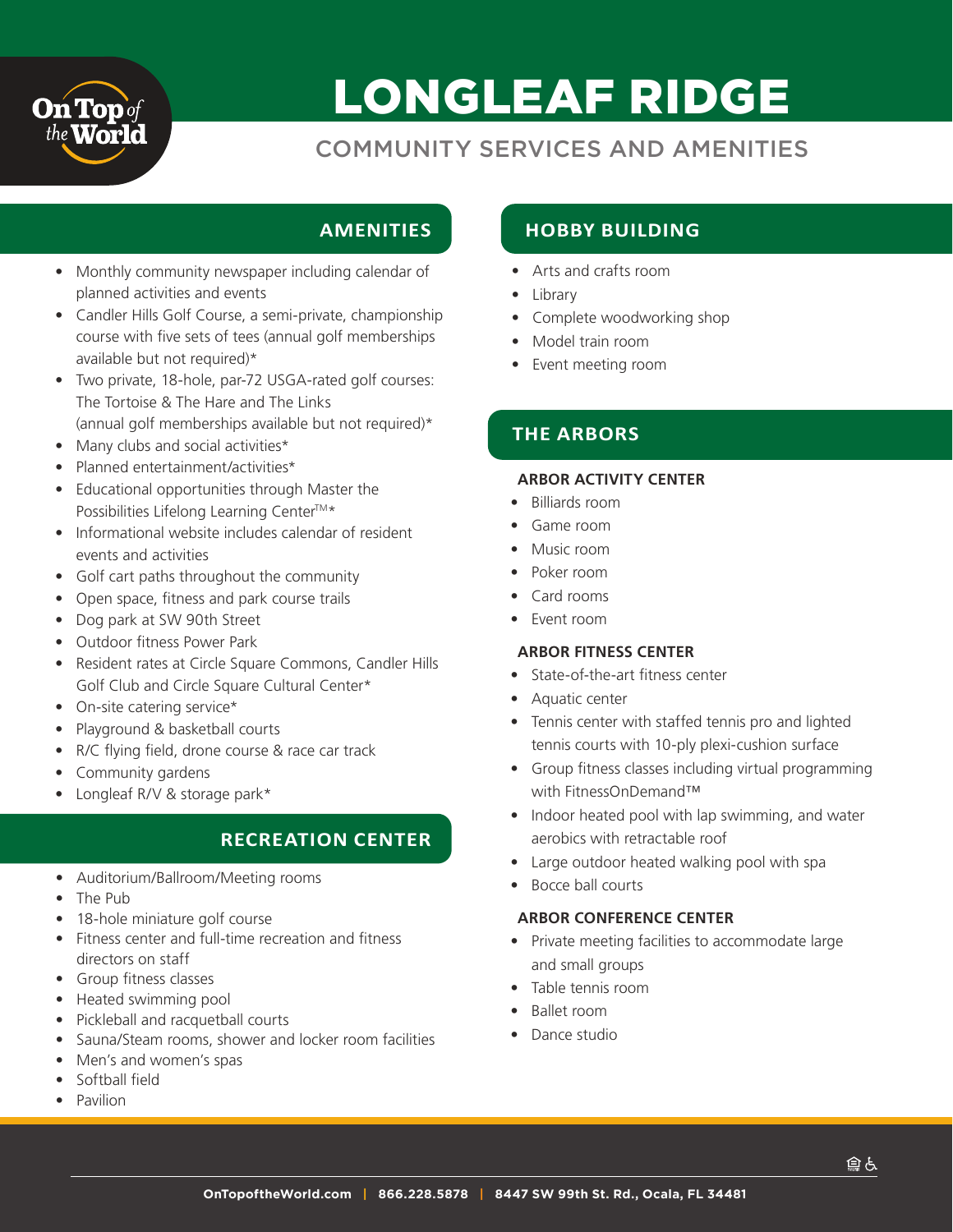On Top of the World

# LONGLEAF RIDGE

## COMMUNITY SERVICES AND AMENITIES

### AMENITIES

- Monthly community newspaper including calendar of planned activities and events
- Candler Hills Golf Course, a semi-private, championship course with five sets of tees (annual golf memberships available but not required)*
- Two private, 18-hole, par-72 USGA-rated golf courses: The Tortoise & The Hare and The Links (annual golf memberships available but not required)*
- Many clubs and social activities*
- Planned entertainment/activities*
- Educational opportunities through Master the Possibilities Lifelong Learning Center™*
- Informational website includes calendar of resident events and activities
- Golf cart paths throughout the community
- Open space, fitness and park course trails
- Dog park at SW 90th Street
- Outdoor fitness Power Park
- Resident rates at Circle Square Commons, Candler Hills Golf Club and Circle Square Cultural Center*
- On-site catering service*
- Playground & basketball courts
- R/C flying field, drone course & race car track
- Community gardens
- Longleaf R/V & storage park*

### RECREATION CENTER

- Auditorium/Ballroom/Meeting rooms
- The Pub
- 18-hole miniature golf course
- Fitness center and full-time recreation and fitness directors on staff
- Group fitness classes
- Heated swimming pool
- Pickleball and racquetball courts
- Sauna/Steam rooms, shower and locker room facilities
- Men's and women's spas
- Softball field
- Pavilion

### HOBBY BUILDING

- Arts and crafts room
- Library
- Complete woodworking shop
- Model train room
- Event meeting room

### THE ARBORS

#### ARBOR ACTIVITY CENTER

- Billiards room
- Game room
- Music room
- Poker room
- Card rooms
- Event room

#### ARBOR FITNESS CENTER

- State-of-the-art fitness center
- Aquatic center
- Tennis center with staffed tennis pro and lighted tennis courts with 10-ply plexi-cushion surface
- Group fitness classes including virtual programming with FitnessOnDemand™
- Indoor heated pool with lap swimming, and water aerobics with retractable roof
- Large outdoor heated walking pool with spa
- Bocce ball courts

#### ARBOR CONFERENCE CENTER

- Private meeting facilities to accommodate large and small groups
- Table tennis room
- Ballet room
- Dance studio

OnTopoftheWorld.com | 866.228.5878 | 8447 SW 99th St. Rd., Ocala, FL 34481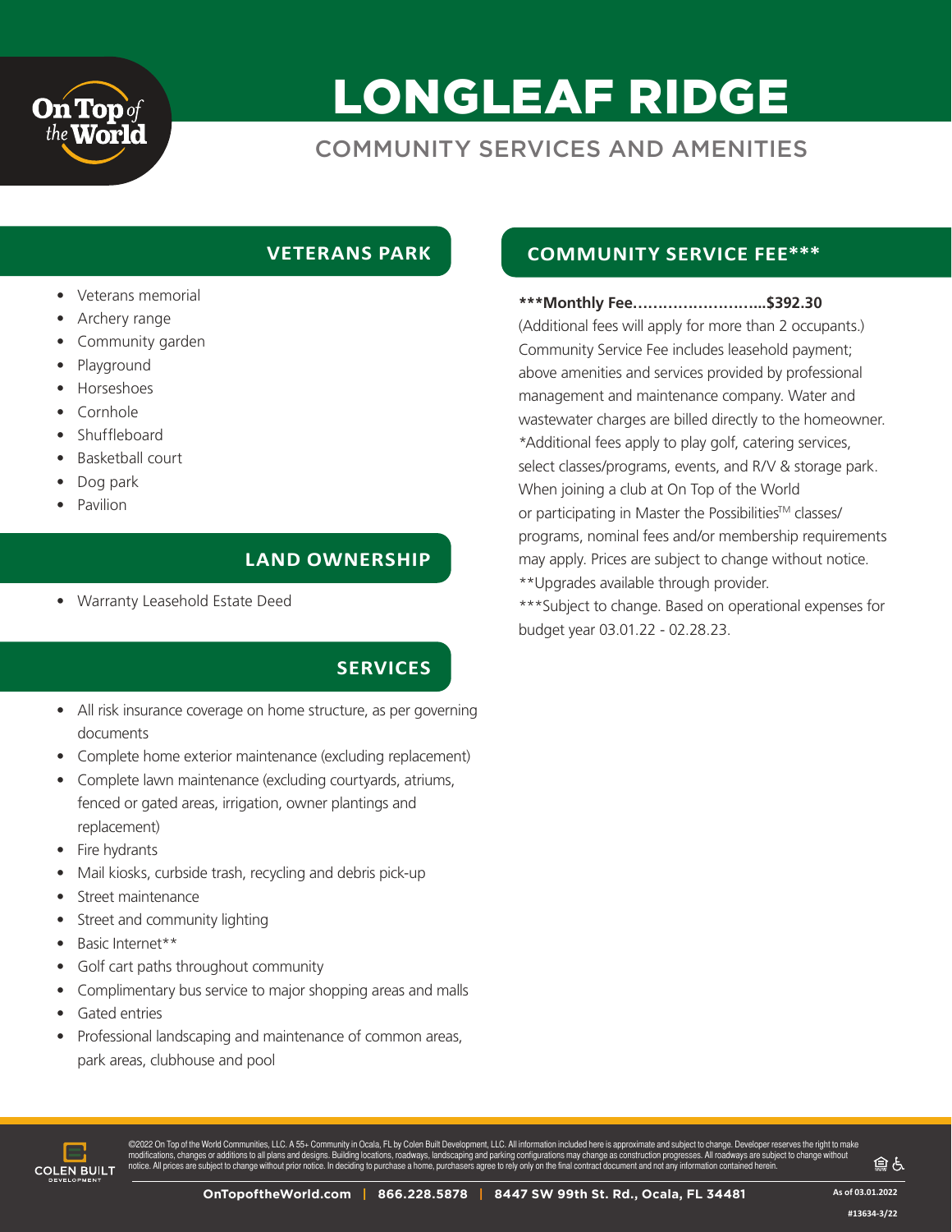# LONGLEAF RIDGE

## COMMUNITY SERVICES AND AMENITIES

### VETERANS PARK

- Veterans memorial
- Archery range
- Community garden
- Playground
- Horseshoes
- Cornhole
- Shuffleboard
- Basketball court
- Dog park
- Pavilion

### LAND OWNERSHIP

- Warranty Leasehold Estate Deed

### SERVICES

- All risk insurance coverage on home structure, as per governing documents
- Complete home exterior maintenance (excluding replacement)
- Complete lawn maintenance (excluding courtyards, atriums, fenced or gated areas, irrigation, owner plantings and replacement)
- Fire hydrants
- Mail kiosks, curbside trash, recycling and debris pick-up
- Street maintenance
- Street and community lighting
- Basic Internet**
- Golf cart paths throughout community
- Complimentary bus service to major shopping areas and malls
- Gated entries
- Professional landscaping and maintenance of common areas, park areas, clubhouse and pool

### COMMUNITY SERVICE FEE***

**\*\*\*Monthly Fee……………………...$392.30**

(Additional fees will apply for more than 2 occupants.) Community Service Fee includes leasehold payment; above amenities and services provided by professional management and maintenance company. Water and wastewater charges are billed directly to the homeowner.

*Additional fees apply to play golf, catering services, select classes/programs, events, and R/V & storage park. When joining a club at On Top of the World or participating in Master the Possibilities™ classes/ programs, nominal fees and/or membership requirements may apply. Prices are subject to change without notice.

**Upgrades available through provider.

***Subject to change. Based on operational expenses for budget year 03.01.22 - 02.28.23.

©2022 On Top of the World Communities, LLC. A 55+ Community in Ocala, FL by Colen Built Development, LLC. All information included here is approximate and subject to change. Developer reserves the right to make modifications, changes or additions to all plans and designs. Building locations, roadways, landscaping and parking configurations may change as construction progresses. All roadways are subject to change without notice. All prices are subject to change without prior notice. In deciding to purchase a home, purchasers agree to rely only on the final contract document and not any information contained herein.

OnTopoftheWorld.com | 866.228.5878 | 8447 SW 99th St. Rd., Ocala, FL 34481

As of 03.01.2022

#13634-3/22